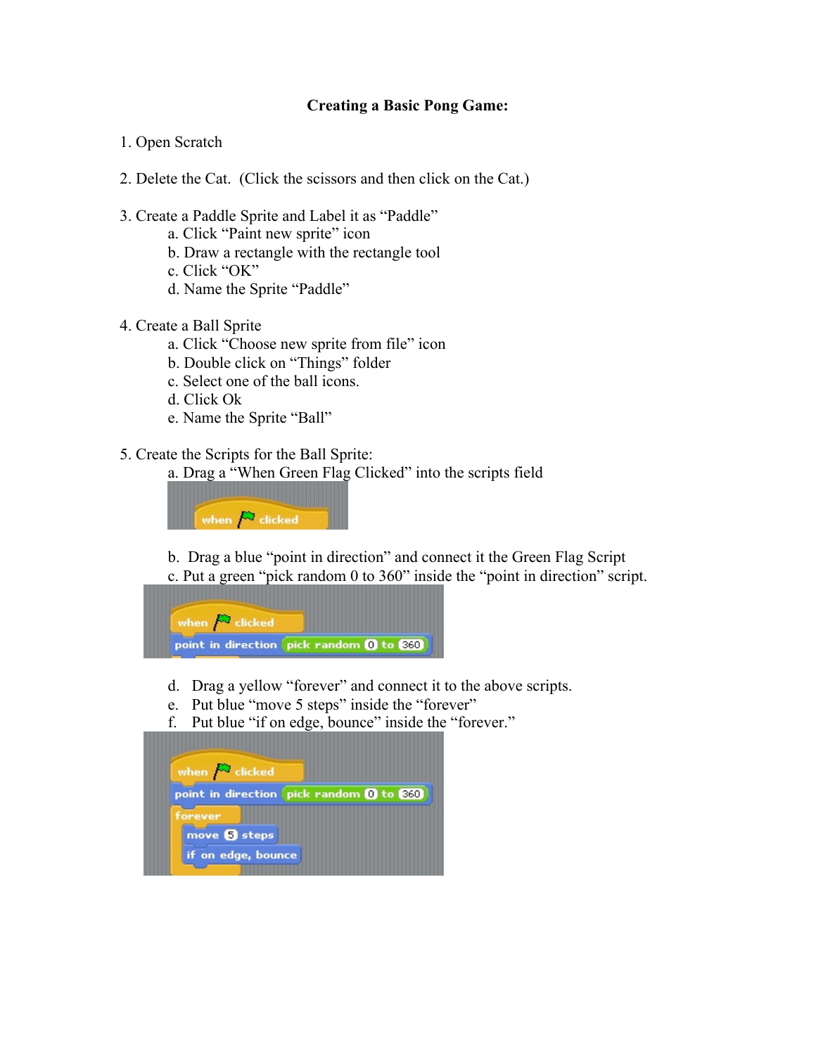**Creating a Basic Pong Game:**

1. Open Scratch

2. Delete the Cat. (Click the scissors and then click on the Cat.)

3. Create a Paddle Sprite and Label it as "Paddle"
   a. Click "Paint new sprite" icon
   b. Draw a rectangle with the rectangle tool
   c. Click "OK"
   d. Name the Sprite "Paddle"

4. Create a Ball Sprite
   a. Click "Choose new sprite from file" icon
   b. Double click on "Things" folder
   c. Select one of the ball icons.
   d. Click Ok
   e. Name the Sprite "Ball"

5. Create the Scripts for the Ball Sprite:
   a. Drag a "When Green Flag Clicked" into the scripts field

   ```
   when [flag] clicked
   ```

   b. Drag a blue "point in direction" and connect it the Green Flag Script
   c. Put a green "pick random 0 to 360" inside the "point in direction" script.

   ```
   when [flag] clicked
   point in direction (pick random 0 to 360)
   ```

   d. Drag a yellow "forever" and connect it to the above scripts.
   e. Put blue "move 5 steps" inside the "forever"
   f. Put blue "if on edge, bounce" inside the "forever."

   ```
   when [flag] clicked
   point in direction (pick random 0 to 360)
   forever
       move 5 steps
       if on edge, bounce
   ```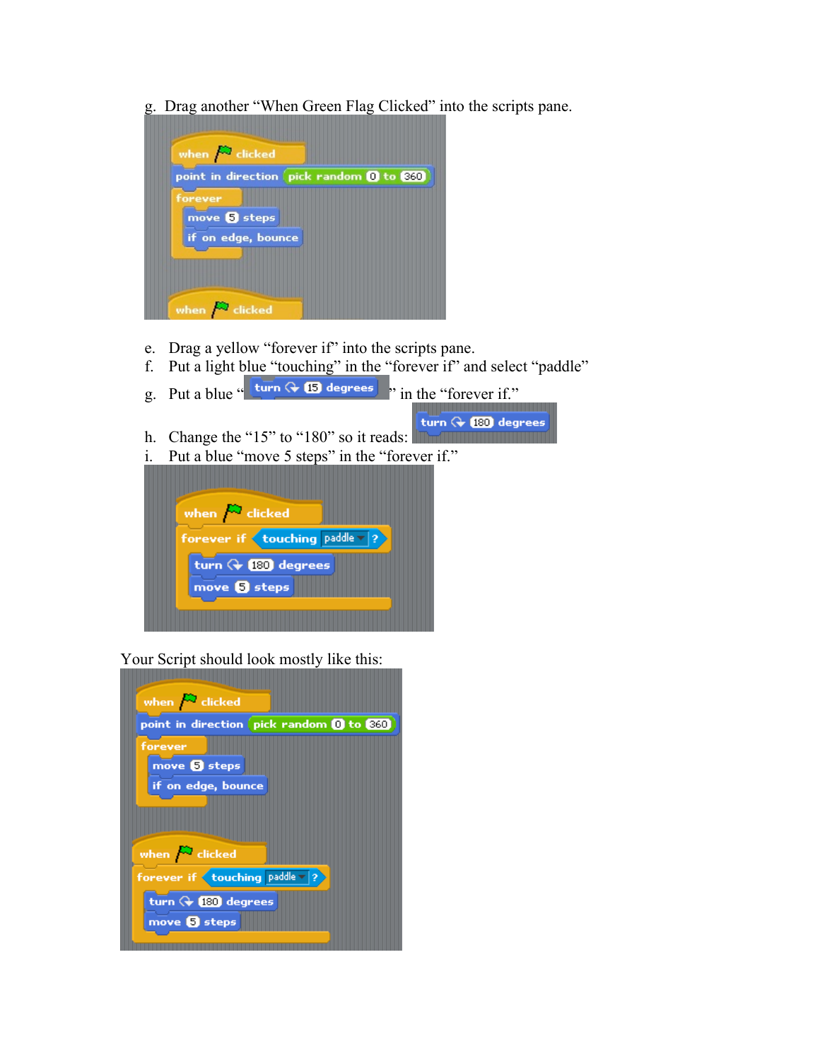g. Drag another "When Green Flag Clicked" into the scripts pane.

e. Drag a yellow "forever if" into the scripts pane.

f. Put a light blue "touching" in the "forever if" and select "paddle"

g. Put a blue " turn 15 degrees " in the "forever if."

h. Change the "15" to "180" so it reads: turn 180 degrees

i. Put a blue "move 5 steps" in the "forever if."

Your Script should look mostly like this: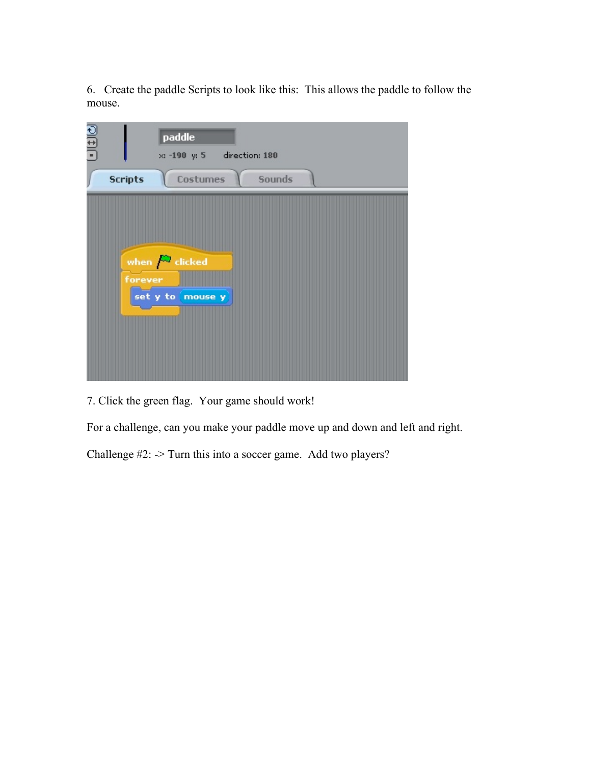6. Create the paddle Scripts to look like this: This allows the paddle to follow the mouse.

7. Click the green flag. Your game should work!

For a challenge, can you make your paddle move up and down and left and right.

Challenge #2: -> Turn this into a soccer game. Add two players?